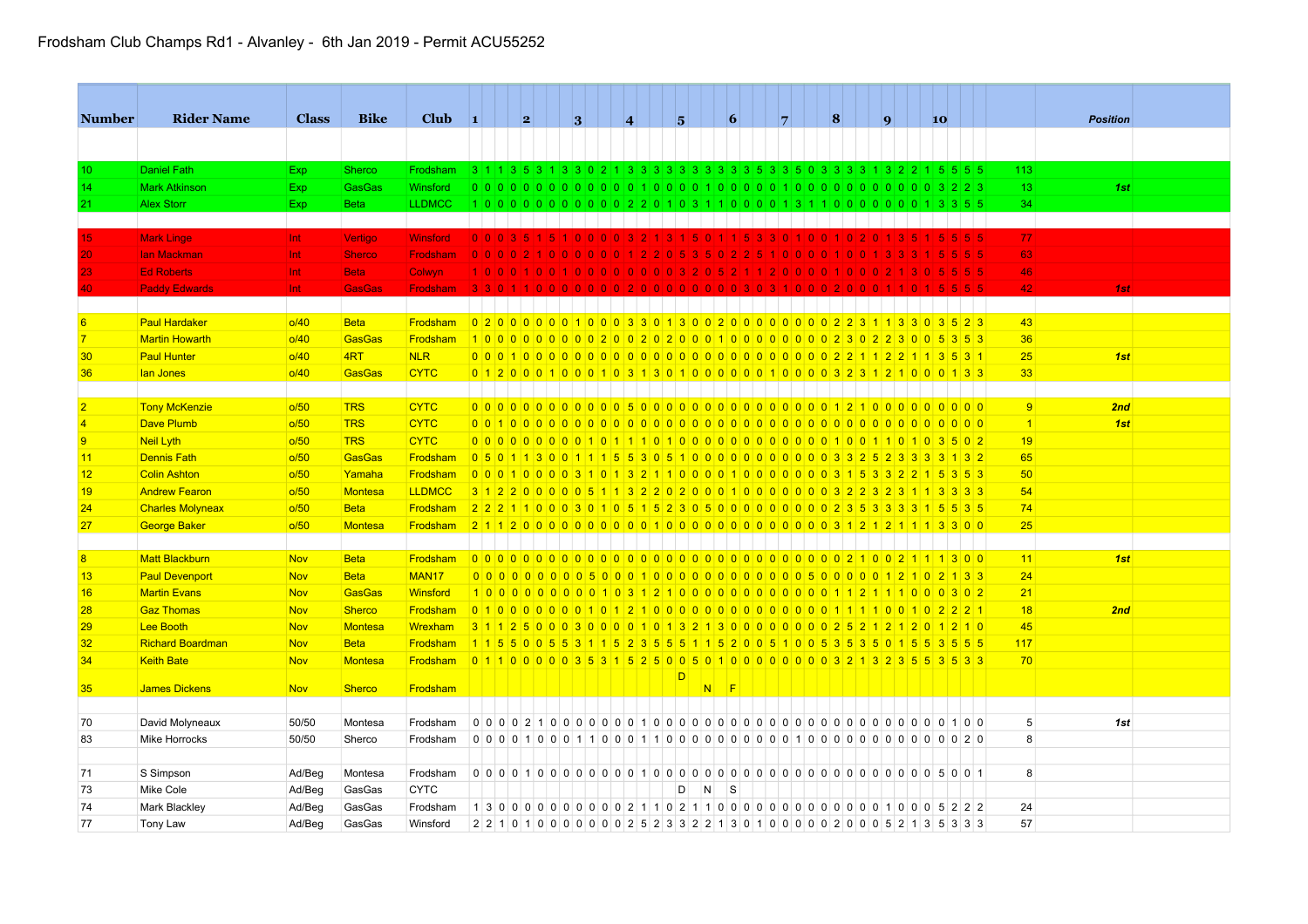# Frodsham Club Champs Rd1 - Alvanley - 6th Jan 2019 - Permit ACU55252

| Number | Rider Name | Class | Bike | Club | 1 | 2 | 3 | 4 | 5 | 6 | 7 | 8 | 9 | 10 | Total | Position |
|---|---|---|---|---|---|---|---|---|---|---|---|---|---|---|---|---|
| 10 | Daniel Fath | Exp | Sherco | Frodsham | 3 1 1 3 | 5 3 1 3 | 3 0 2 1 | 3 3 3 3 | 3 3 3 3 | 3 3 5 3 | 3 5 0 3 | 3 3 3 1 | 3 2 2 1 | 5 5 5 5 | 113 | |
| 14 | Mark Atkinson | Exp | GasGas | Winsford | 0 0 0 0 | 0 0 0 0 | 0 0 0 0 | 0 0 1 0 | 0 0 0 1 | 0 0 0 0 | 0 1 0 0 | 0 0 0 0 | 0 0 0 0 | 3 2 2 3 | 13 | 1st |
| 21 | Alex Storr | Exp | Beta | LLDMCC | 1 0 0 0 | 0 0 0 0 | 0 0 0 0 | 0 2 2 0 | 1 0 3 1 | 1 0 0 0 | 0 1 3 1 | 1 0 0 0 | 0 0 0 1 | 3 3 5 5 | 34 | |
| 15 | Mark Linge | Int | Vertigo | Winsford | 0 0 0 3 | 5 1 5 1 | 0 0 0 0 | 3 2 1 3 | 1 5 0 1 | 1 5 3 3 | 0 1 0 0 | 1 0 2 0 | 1 3 5 1 | 5 5 5 5 | 77 | |
| 20 | Ian Mackman | Int | Sherco | Frodsham | 0 0 0 0 | 2 1 0 0 | 0 0 0 0 | 1 2 2 0 | 5 3 5 0 | 2 2 5 1 | 0 0 0 0 | 1 0 0 1 | 3 3 3 1 | 5 5 5 5 | 63 | |
| 23 | Ed Roberts | Int | Beta | Colwyn | 1 0 0 0 | 1 0 0 1 | 0 0 0 0 | 0 0 0 0 | 0 3 2 0 | 5 2 1 1 | 2 0 0 0 | 1 0 0 0 | 2 1 3 0 | 5 5 5 5 | 46 | |
| 40 | Paddy Edwards | Int | GasGas | Frodsham | 3 3 0 1 | 1 0 0 0 | 0 0 0 0 | 2 0 0 0 | 0 0 0 0 | 0 0 3 0 | 3 1 0 0 | 2 0 0 0 | 1 1 0 1 | 5 5 5 5 | 42 | 1st |
| 6 | Paul Hardaker | o/40 | Beta | Frodsham | 0 2 0 0 | 0 0 0 0 | 1 0 0 0 | 3 3 0 1 | 3 0 0 2 | 0 0 0 0 | 0 0 0 0 | 2 2 3 1 | 1 3 3 0 | 3 5 2 3 | 43 | |
| 7 | Martin Howarth | o/40 | GasGas | Frodsham | 1 0 0 0 | 0 0 0 0 | 0 0 2 0 | 0 2 0 2 | 0 0 0 1 | 0 0 0 0 | 0 0 0 0 | 2 3 0 2 | 2 3 0 0 | 5 3 5 3 | 36 | |
| 30 | Paul Hunter | o/40 | 4RT | NLR | 0 0 0 1 | 0 0 0 0 | 0 0 0 0 | 0 0 0 0 | 0 0 0 0 | 0 0 0 0 | 0 0 0 0 | 2 2 1 1 | 2 2 1 1 | 3 5 3 1 | 25 | 1st |
| 36 | Ian Jones | o/40 | GasGas | CYTC | 0 1 2 0 | 0 0 1 0 | 0 0 1 0 | 3 1 3 0 | 1 0 0 0 | 0 0 0 1 | 0 0 0 0 | 3 2 3 1 | 2 1 0 0 | 0 1 3 3 | 33 | |
| 2 | Tony McKenzie | o/50 | TRS | CYTC | 0 0 0 0 | 0 0 0 0 | 0 0 0 0 | 5 0 0 0 | 0 0 0 0 | 0 0 0 0 | 0 0 0 0 | 1 2 1 0 | 0 0 0 0 | 0 0 0 0 | 9 | 2nd |
| 4 | Dave Plumb | o/50 | TRS | CYTC | 0 0 1 0 | 0 0 0 0 | 0 0 0 0 | 0 0 0 0 | 0 0 0 0 | 0 0 0 0 | 0 0 0 0 | 0 0 0 0 | 0 0 0 0 | 0 0 0 0 | 1 | 1st |
| 9 | Neil Lyth | o/50 | TRS | CYTC | 0 0 0 0 | 0 0 0 0 | 0 0 1 0 | 1 1 1 0 | 1 0 0 0 | 0 0 0 0 | 0 0 0 0 | 1 0 0 1 | 1 0 1 0 | 3 5 0 2 | 19 | |
| 11 | Dennis Fath | o/50 | GasGas | Frodsham | 0 5 0 1 | 1 3 0 0 | 1 1 1 5 | 5 3 0 5 | 1 0 0 0 | 0 0 0 0 | 0 0 0 0 | 3 3 2 5 | 2 3 3 3 | 3 1 3 2 | 65 | |
| 12 | Colin Ashton | o/50 | Yamaha | Frodsham | 0 0 0 1 | 0 0 0 0 | 3 1 0 1 | 3 2 1 1 | 0 0 0 0 | 1 0 0 0 | 0 0 0 0 | 3 1 5 3 | 3 2 2 1 | 5 3 5 3 | 50 | |
| 19 | Andrew Fearon | o/50 | Montesa | LLDMCC | 3 1 2 2 | 0 0 0 0 | 0 5 1 1 | 3 2 2 0 | 2 0 0 0 | 1 0 0 0 | 0 0 0 0 | 3 2 2 3 | 2 3 1 1 | 3 3 3 3 | 54 | |
| 24 | Charles Molyneax | o/50 | Beta | Frodsham | 2 2 2 1 | 1 0 0 0 | 3 0 1 0 | 5 1 5 2 | 3 0 5 0 | 0 0 0 0 | 0 0 0 0 | 2 3 5 3 | 3 3 3 1 | 5 5 3 5 | 74 | |
| 27 | George Baker | o/50 | Montesa | Frodsham | 2 1 1 2 | 0 0 0 0 | 0 0 0 0 | 0 0 0 0 | 1 0 0 0 | 0 0 0 0 | 0 0 0 0 | 3 1 2 1 | 2 1 1 1 | 3 3 0 0 | 25 | |
| 8 | Matt Blackburn | Nov | Beta | Frodsham | 0 0 0 0 | 0 0 0 0 | 0 0 0 0 | 0 0 0 0 | 0 0 0 0 | 0 0 0 0 | 0 0 0 0 | 0 2 1 0 | 0 2 1 1 | 1 3 0 0 | 11 | 1st |
| 13 | Paul Devenport | Nov | Beta | MAN17 | 0 0 0 0 | 0 0 0 0 | 0 5 0 0 | 0 1 0 0 | 0 0 0 0 | 0 0 0 0 | 0 0 0 5 | 0 0 0 0 | 1 2 1 0 | 2 1 3 3 | 24 | |
| 16 | Martin Evans | Nov | GasGas | Winsford | 1 0 0 0 | 0 0 0 0 | 0 0 1 0 | 3 1 2 1 | 0 0 0 0 | 0 0 0 0 | 0 0 0 0 | 1 1 2 1 | 1 1 0 0 | 0 3 0 2 | 21 | |
| 28 | Gaz Thomas | Nov | Sherco | Frodsham | 0 1 0 0 | 0 0 0 0 | 0 1 0 1 | 2 1 0 0 | 0 0 0 0 | 0 0 0 0 | 0 0 0 0 | 1 1 1 1 | 0 0 1 0 | 2 2 2 1 | 18 | 2nd |
| 29 | Lee Booth | Nov | Montesa | Wrexham | 3 1 1 2 | 5 0 0 0 | 3 0 0 0 | 0 1 0 1 | 3 2 1 3 | 0 0 0 0 | 0 0 0 0 | 2 5 2 1 | 2 1 2 0 | 1 2 1 0 | 45 | |
| 32 | Richard Boardman | Nov | Beta | Frodsham | 1 1 5 5 | 0 0 5 5 | 3 1 1 5 | 2 3 5 5 | 5 1 1 5 | 2 0 0 5 | 1 0 0 5 | 3 5 3 5 | 0 1 5 5 | 3 5 5 5 | 117 | |
| 34 | Keith Bate | Nov | Montesa | Frodsham | 0 1 1 0 | 0 0 0 0 | 3 5 3 1 | 5 2 5 0 | 0 5 0 1 | 0 0 0 0 | 0 0 0 0 | 3 2 1 3 | 2 3 5 5 | 3 5 3 3 | 70 | |
| 35 | James Dickens | Nov | Sherco | Frodsham | | | | | D N | F | | | | | | |
| 70 | David Molyneaux | 50/50 | Montesa | Frodsham | 0 0 0 0 | 2 1 0 0 | 0 0 0 0 | 0 0 1 0 | 0 0 0 0 | 0 0 0 0 | 0 0 0 0 | 0 0 0 0 | 0 0 0 0 | 0 1 0 0 | 5 | 1st |
| 83 | Mike Horrocks | 50/50 | Sherco | Frodsham | 0 0 0 0 | 1 0 0 0 | 1 1 0 0 | 0 1 1 0 | 0 0 0 0 | 0 0 0 0 | 1 0 0 0 | 0 0 0 0 | 0 0 0 0 | 0 0 2 0 | 8 | |
| 71 | S Simpson | Ad/Beg | Montesa | Frodsham | 0 0 0 0 | 1 0 0 0 | 0 0 0 0 | 0 0 1 0 | 0 0 0 0 | 0 0 0 0 | 0 0 0 0 | 0 0 0 0 | 0 0 0 0 | 5 0 0 1 | 8 | |
| 73 | Mike Cole | Ad/Beg | GasGas | CYTC | | | | | D N | S | | | | | | |
| 74 | Mark Blackley | Ad/Beg | GasGas | Frodsham | 1 3 0 0 | 0 0 0 0 | 0 0 0 0 | 0 0 2 1 | 1 0 2 1 | 1 0 0 0 | 0 0 0 0 | 0 0 0 0 | 1 0 0 0 | 5 2 2 2 | 24 | |
| 77 | Tony Law | Ad/Beg | GasGas | Winsford | 2 2 1 0 | 1 0 0 0 | 0 0 0 0 | 2 5 2 3 | 3 2 2 1 | 3 0 1 0 | 0 0 0 0 | 2 0 0 0 | 5 2 1 3 | 5 3 3 3 | 57 | |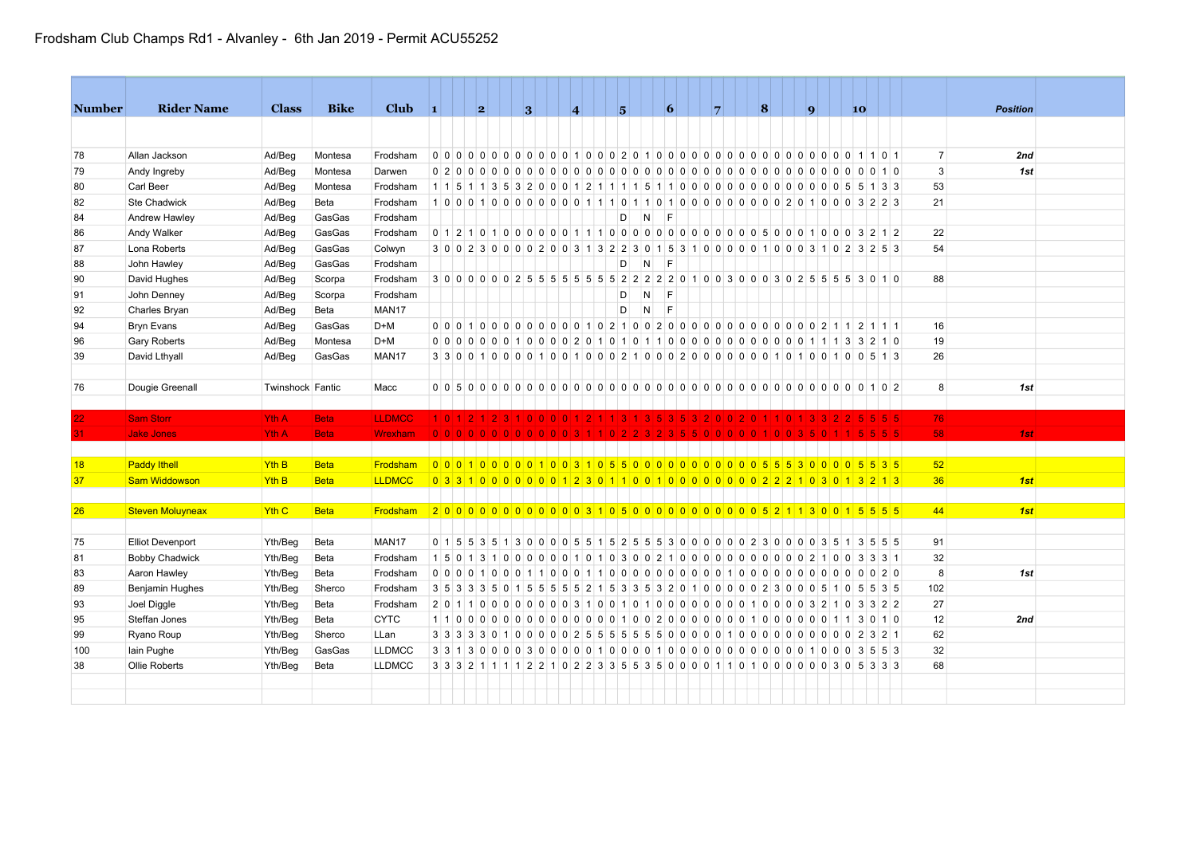# Frodsham Club Champs Rd1 - Alvanley - 6th Jan 2019 - Permit ACU55252

| Number | Rider Name | Class | Bike | Club | 1 2 3 4 5 6 7 8 9 10 | Total | Position |
|---|---|---|---|---|---|---|---|
| 78 | Allan Jackson | Ad/Beg | Montesa | Frodsham | 0 0 0 0 0 0 0 0 0 0 0 0 0 1 0 0 0 2 0 1 0 0 0 0 0 0 0 0 0 0 0 0 0 0 0 0 1 1 0 1 | 7 | 2nd |
| 79 | Andy Ingreby | Ad/Beg | Montesa | Darwen | 0 2 0 0 0 0 0 0 0 0 0 0 0 0 0 0 0 0 0 0 0 0 0 0 0 0 0 0 0 0 0 0 0 0 0 0 0 0 1 0 | 3 | 1st |
| 80 | Carl Beer | Ad/Beg | Montesa | Frodsham | 1 1 5 1 1 3 5 3 2 0 0 0 1 2 1 1 1 1 5 1 1 0 0 0 0 0 0 0 0 0 0 0 0 0 0 5 5 1 3 3 | 53 | |
| 82 | Ste Chadwick | Ad/Beg | Beta | Frodsham | 1 0 0 0 1 0 0 0 0 0 0 0 0 1 1 1 0 1 1 0 1 0 0 0 0 0 0 0 0 0 2 0 1 0 0 0 3 2 2 3 | 21 | |
| 84 | Andrew Hawley | Ad/Beg | GasGas | Frodsham | D N F | | |
| 86 | Andy Walker | Ad/Beg | GasGas | Frodsham | 0 1 2 1 0 1 0 0 0 0 0 0 1 1 1 0 0 0 0 0 0 0 0 0 0 0 0 0 5 0 0 0 1 0 0 0 3 2 1 2 | 22 | |
| 87 | Lona Roberts | Ad/Beg | GasGas | Colwyn | 3 0 0 2 3 0 0 0 0 2 0 0 3 1 3 2 2 3 0 1 5 3 1 0 0 0 0 0 1 0 0 0 3 1 0 2 3 2 5 3 | 54 | |
| 88 | John Hawley | Ad/Beg | GasGas | Frodsham | D N F | | |
| 90 | David Hughes | Ad/Beg | Scorpa | Frodsham | 3 0 0 0 0 0 0 2 5 5 5 5 5 5 5 5 2 2 2 2 2 0 1 0 0 3 0 0 0 3 0 2 5 5 5 5 3 0 1 0 | 88 | |
| 91 | John Denney | Ad/Beg | Scorpa | Frodsham | D N F | | |
| 92 | Charles Bryan | Ad/Beg | Beta | MAN17 | D N F | | |
| 94 | Bryn Evans | Ad/Beg | GasGas | D+M | 0 0 0 1 0 0 0 0 0 0 0 0 0 0 1 0 2 1 0 0 2 0 0 0 0 0 0 0 0 0 0 0 0 2 1 1 2 1 1 1 | 16 | |
| 96 | Gary Roberts | Ad/Beg | Montesa | D+M | 0 0 0 0 0 0 0 1 0 0 0 0 2 0 1 0 1 0 1 1 0 0 0 0 0 0 0 0 0 0 0 0 1 1 1 3 3 2 1 0 | 19 | |
| 39 | David Lthyall | Ad/Beg | GasGas | MAN17 | 3 3 0 0 1 0 0 0 0 1 0 0 1 0 0 0 2 1 0 0 0 2 0 0 0 0 0 0 0 1 0 1 0 0 1 0 0 5 1 3 | 26 | |
| | | | | | | | |
| 76 | Dougie Greenall | Twinshock | Fantic | Macc | 0 0 5 0 0 0 0 0 0 0 0 0 0 0 0 0 0 0 0 0 0 0 0 0 0 0 0 0 0 0 0 0 0 0 0 0 0 1 0 2 | 8 | 1st |
| | | | | | | | |
| 22 | Sam Storr | Yth A | Beta | LLDMCC | 1 0 1 2 1 2 3 1 0 0 0 0 1 2 1 1 3 1 3 5 3 5 3 2 0 0 2 0 1 1 0 1 3 3 2 2 5 5 5 5 | 76 | |
| 31 | Jake Jones | Yth A | Beta | Wrexham | 0 0 0 0 0 0 0 0 0 0 0 0 3 1 1 0 2 2 3 2 3 5 5 0 0 0 0 0 1 0 0 3 5 0 1 1 5 5 5 5 | 58 | 1st |
| | | | | | | | |
| 18 | Paddy Ithell | Yth B | Beta | Frodsham | 0 0 0 1 0 0 0 0 0 1 0 0 3 1 0 5 5 0 0 0 0 0 0 0 0 0 0 0 5 5 5 3 0 0 0 0 5 5 3 5 | 52 | |
| 37 | Sam Widdowson | Yth B | Beta | LLDMCC | 0 3 3 1 0 0 0 0 0 0 0 1 2 3 0 1 1 0 0 1 0 0 0 0 0 0 0 0 2 2 2 1 0 3 0 1 3 2 1 3 | 36 | 1st |
| | | | | | | | |
| 26 | Steven Moluyneax | Yth C | Beta | Frodsham | 2 0 0 0 0 0 0 0 0 0 0 0 0 3 1 0 5 0 0 0 0 0 0 0 0 0 0 0 5 2 1 1 3 0 0 1 5 5 5 5 | 44 | 1st |
| | | | | | | | |
| 75 | Elliot Devenport | Yth/Beg | Beta | MAN17 | 0 1 5 5 3 5 1 3 0 0 0 0 5 5 1 5 2 5 5 5 3 0 0 0 0 0 0 2 3 0 0 0 0 3 5 1 3 5 5 5 | 91 | |
| 81 | Bobby Chadwick | Yth/Beg | Beta | Frodsham | 1 5 0 1 3 1 0 0 0 0 0 0 1 0 1 0 3 0 0 2 1 0 0 0 0 0 0 0 0 0 0 0 2 1 0 0 3 3 3 1 | 32 | |
| 83 | Aaron Hawley | Yth/Beg | Beta | Frodsham | 0 0 0 0 1 0 0 0 1 1 0 0 0 1 1 0 0 0 0 0 0 0 0 0 0 0 1 0 0 0 0 0 0 0 0 0 0 0 2 0 | 8 | 1st |
| 89 | Benjamin Hughes | Yth/Beg | Sherco | Frodsham | 3 5 3 3 3 5 0 1 5 5 5 5 5 2 1 5 3 3 5 3 2 0 1 0 0 0 0 0 2 3 0 0 0 5 1 0 5 5 3 5 | 102 | |
| 93 | Joel Diggle | Yth/Beg | Beta | Frodsham | 2 0 1 1 0 0 0 0 0 0 0 0 3 1 0 0 1 0 1 0 0 0 0 0 0 0 0 0 1 0 0 0 0 3 2 1 0 3 3 2 2 | 27 | |
| 95 | Steffan Jones | Yth/Beg | Beta | CYTC | 1 1 0 0 0 0 0 0 0 0 0 0 0 0 0 0 1 0 0 2 0 0 0 0 0 0 0 0 1 0 0 0 0 0 1 1 3 0 1 0 | 12 | 2nd |
| 99 | Ryano Roup | Yth/Beg | Sherco | LLan | 3 3 3 3 3 0 1 0 0 0 0 0 2 5 5 5 5 5 5 5 0 0 0 0 0 1 0 0 0 0 0 0 0 0 0 0 2 3 2 1 | 62 | |
| 100 | Iain Pughe | Yth/Beg | GasGas | LLDMCC | 3 3 1 3 0 0 0 0 3 0 0 0 0 0 1 0 0 0 0 1 0 0 0 0 0 0 0 0 0 0 0 0 1 0 0 0 3 5 5 3 | 32 | |
| 38 | Ollie Roberts | Yth/Beg | Beta | LLDMCC | 3 3 3 2 1 1 1 1 2 2 1 0 2 2 3 3 5 5 3 5 0 0 0 0 1 1 0 1 0 0 0 0 0 0 3 0 5 3 3 3 | 68 | |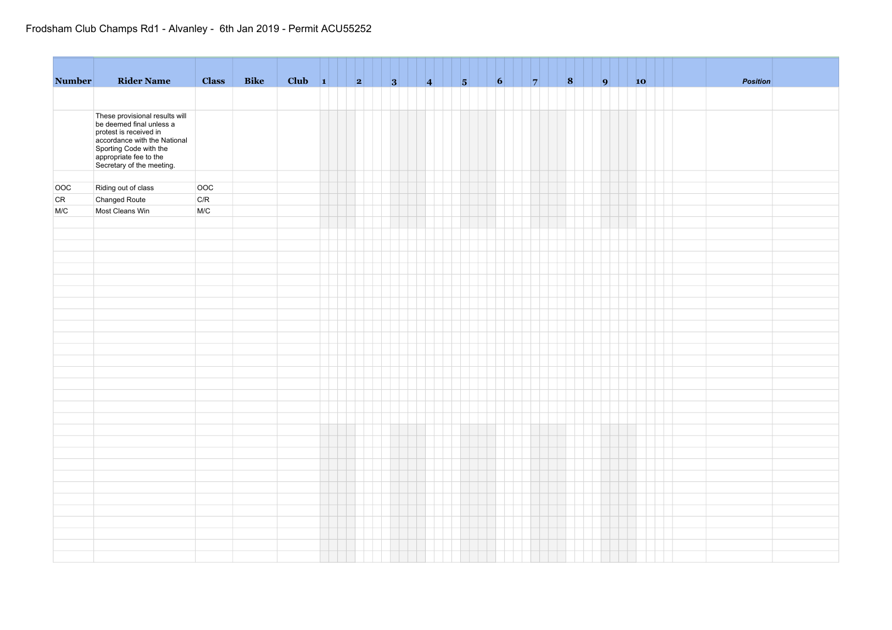Frodsham Club Champs Rd1 - Alvanley - 6th Jan 2019 - Permit ACU55252

| Number | Rider Name | Class | Bike | Club | 1 | 2 | 3 | 4 | 5 | 6 | 7 | 8 | 9 | 10 | | *Position* | |
|---|---|---|---|---|---|---|---|---|---|---|---|---|---|---|---|---|---|
| | | | | | | | | | | | | | | | | | |
| | These provisional results will be deemed final unless a protest is received in accordance with the National Sporting Code with the appropriate fee to the Secretary of the meeting. | | | | | | | | | | | | | | | | |
| | | | | | | | | | | | | | | | | | |
| OOC | Riding out of class | OOC | | | | | | | | | | | | | | | |
| CR | Changed Route | C/R | | | | | | | | | | | | | | | |
| M/C | Most Cleans Win | M/C | | | | | | | | | | | | | | | |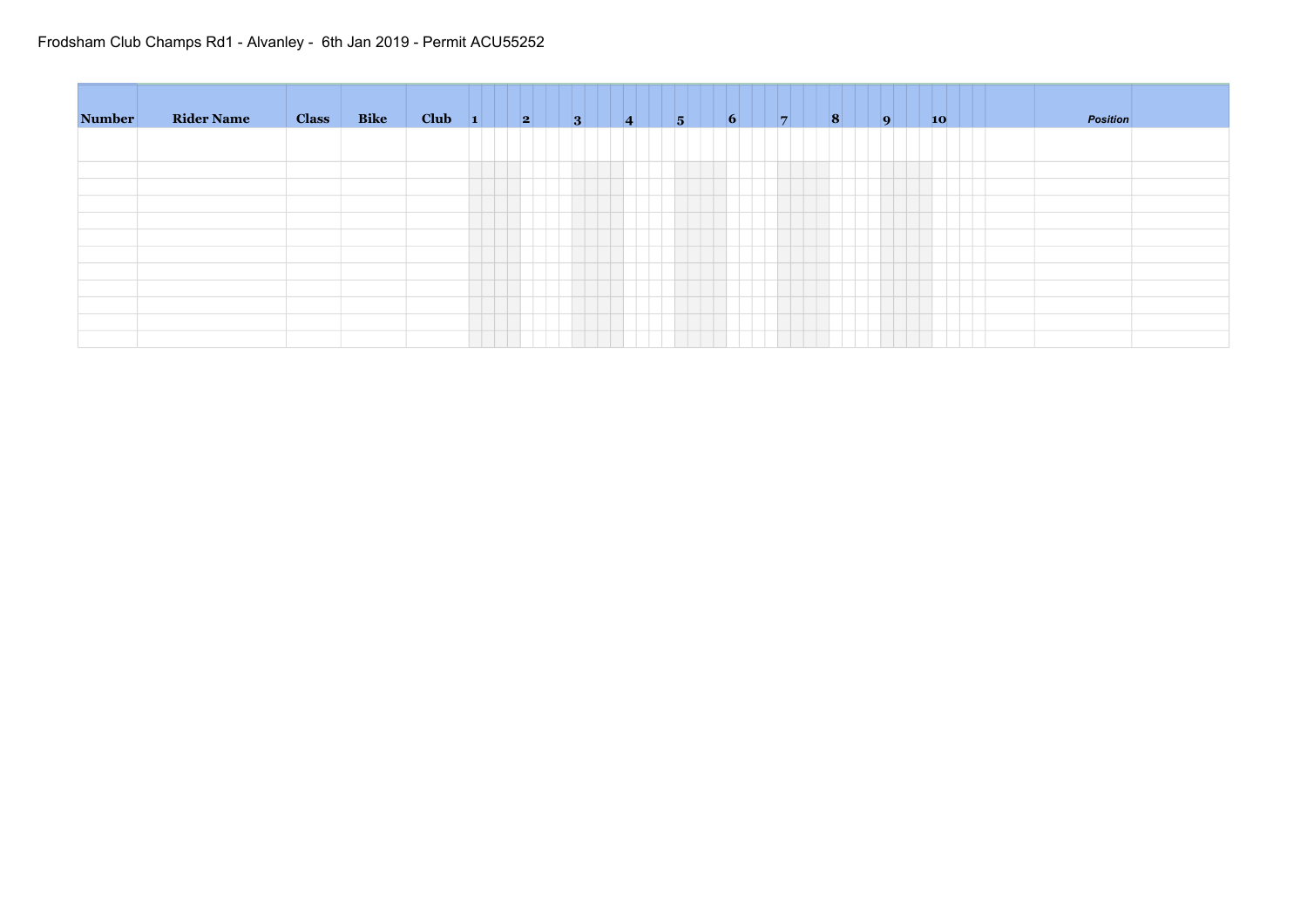Frodsham Club Champs Rd1 - Alvanley - 6th Jan 2019 - Permit ACU55252

| Number | Rider Name | Class | Bike | Club | 1 | 2 | 3 | 4 | 5 | 6 | 7 | 8 | 9 | 10 | | Position | |
|---|---|---|---|---|---|---|---|---|---|---|---|---|---|---|---|---|---|
| | | | | | | | | | | | | | | | | | |
| | | | | | | | | | | | | | | | | | |
| | | | | | | | | | | | | | | | | | |
| | | | | | | | | | | | | | | | | | |
| | | | | | | | | | | | | | | | | | |
| | | | | | | | | | | | | | | | | | |
| | | | | | | | | | | | | | | | | | |
| | | | | | | | | | | | | | | | | | |
| | | | | | | | | | | | | | | | | | |
| | | | | | | | | | | | | | | | | | |
| | | | | | | | | | | | | | | | | | |
| | | | | | | | | | | | | | | | | | |